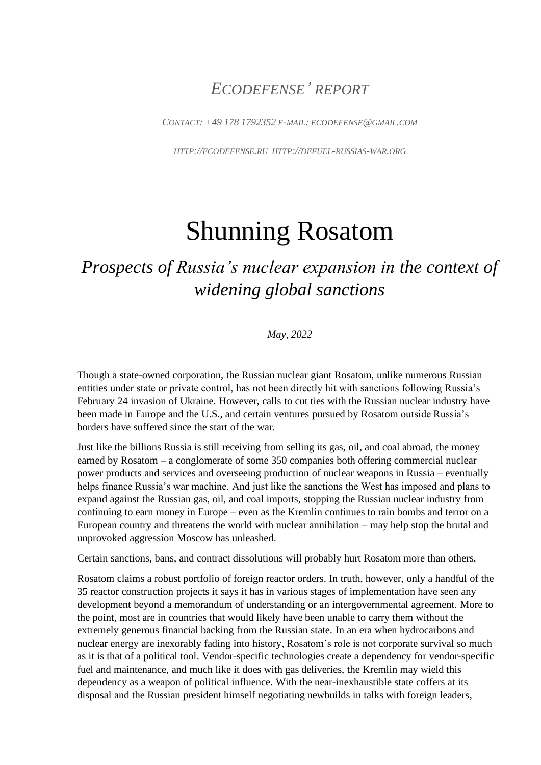*ECODEFENSE' REPORT*

*CONTACT: +49 178 1792352 E-MAIL: ECODEFENSE@GMAIL.COM*

*HTTP://ECODEFENSE.RU HTTP://DEFUEL-RUSSIAS-WAR.ORG*

# Shunning Rosatom

## *Prospects of Russia's nuclear expansion in the context of widening global sanctions*

*May, 2022*

Though a state-owned corporation, the Russian nuclear giant Rosatom, unlike numerous Russian entities under state or private control, has not been directly hit with sanctions following Russia's February 24 invasion of Ukraine. However, calls to cut ties with the Russian nuclear industry have been made in Europe and the U.S., and certain ventures pursued by Rosatom outside Russia's borders have suffered since the start of the war.

Just like the billions Russia is still receiving from selling its gas, oil, and coal abroad, the money earned by Rosatom – a conglomerate of some 350 companies both offering commercial nuclear power products and services and overseeing production of nuclear weapons in Russia – eventually helps finance Russia's war machine. And just like the sanctions the West has imposed and plans to expand against the Russian gas, oil, and coal imports, stopping the Russian nuclear industry from continuing to earn money in Europe – even as the Kremlin continues to rain bombs and terror on a European country and threatens the world with nuclear annihilation – may help stop the brutal and unprovoked aggression Moscow has unleashed.

Certain sanctions, bans, and contract dissolutions will probably hurt Rosatom more than others.

Rosatom claims a robust portfolio of foreign reactor orders. In truth, however, only a handful of the 35 reactor construction projects it says it has in various stages of implementation have seen any development beyond a memorandum of understanding or an intergovernmental agreement. More to the point, most are in countries that would likely have been unable to carry them without the extremely generous financial backing from the Russian state. In an era when hydrocarbons and nuclear energy are inexorably fading into history, Rosatom's role is not corporate survival so much as it is that of a political tool. Vendor-specific technologies create a dependency for vendor-specific fuel and maintenance, and much like it does with gas deliveries, the Kremlin may wield this dependency as a weapon of political influence. With the near-inexhaustible state coffers at its disposal and the Russian president himself negotiating newbuilds in talks with foreign leaders,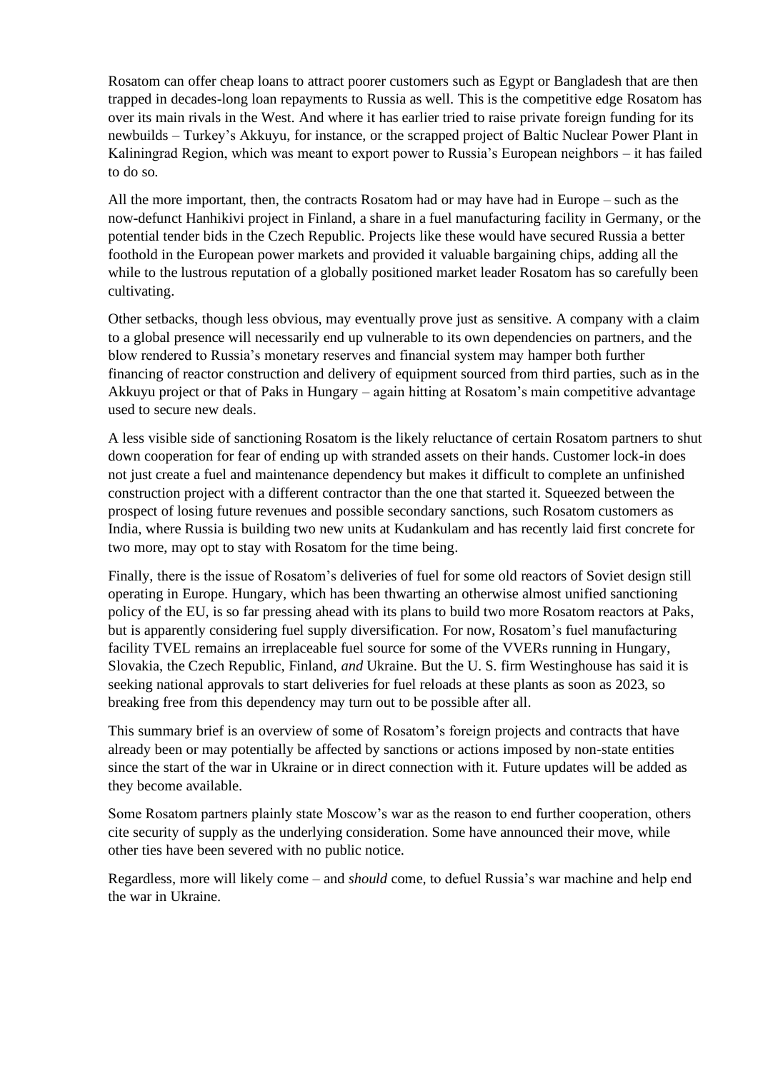Rosatom can offer cheap loans to attract poorer customers such as Egypt or Bangladesh that are then trapped in decades-long loan repayments to Russia as well. This is the competitive edge Rosatom has over its main rivals in the West. And where it has earlier tried to raise private foreign funding for its newbuilds – Turkey's Akkuyu, for instance, or the scrapped project of Baltic Nuclear Power Plant in Kaliningrad Region, which was meant to export power to Russia's European neighbors – it has failed to do so.

All the more important, then, the contracts Rosatom had or may have had in Europe – such as the now-defunct Hanhikivi project in Finland, a share in a fuel manufacturing facility in Germany, or the potential tender bids in the Czech Republic. Projects like these would have secured Russia a better foothold in the European power markets and provided it valuable bargaining chips, adding all the while to the lustrous reputation of a globally positioned market leader Rosatom has so carefully been cultivating.

Other setbacks, though less obvious, may eventually prove just as sensitive. A company with a claim to a global presence will necessarily end up vulnerable to its own dependencies on partners, and the blow rendered to Russia's monetary reserves and financial system may hamper both further financing of reactor construction and delivery of equipment sourced from third parties, such as in the Akkuyu project or that of Paks in Hungary – again hitting at Rosatom's main competitive advantage used to secure new deals.

A less visible side of sanctioning Rosatom is the likely reluctance of certain Rosatom partners to shut down cooperation for fear of ending up with stranded assets on their hands. Customer lock-in does not just create a fuel and maintenance dependency but makes it difficult to complete an unfinished construction project with a different contractor than the one that started it. Squeezed between the prospect of losing future revenues and possible secondary sanctions, such Rosatom customers as India, where Russia is building two new units at Kudankulam and has recently laid first concrete for two more, may opt to stay with Rosatom for the time being.

Finally, there is the issue of Rosatom's deliveries of fuel for some old reactors of Soviet design still operating in Europe. Hungary, which has been thwarting an otherwise almost unified sanctioning policy of the EU, is so far pressing ahead with its plans to build two more Rosatom reactors at Paks, but is apparently considering fuel supply diversification. For now, Rosatom's fuel manufacturing facility TVEL remains an irreplaceable fuel source for some of the VVERs running in Hungary, Slovakia, the Czech Republic, Finland, *and* Ukraine. But the U. S. firm Westinghouse has said it is seeking national approvals to start deliveries for fuel reloads at these plants as soon as 2023, so breaking free from this dependency may turn out to be possible after all.

This summary brief is an overview of some of Rosatom's foreign projects and contracts that have already been or may potentially be affected by sanctions or actions imposed by non-state entities since the start of the war in Ukraine or in direct connection with it. Future updates will be added as they become available.

Some Rosatom partners plainly state Moscow's war as the reason to end further cooperation, others cite security of supply as the underlying consideration. Some have announced their move, while other ties have been severed with no public notice.

Regardless, more will likely come – and *should* come, to defuel Russia's war machine and help end the war in Ukraine.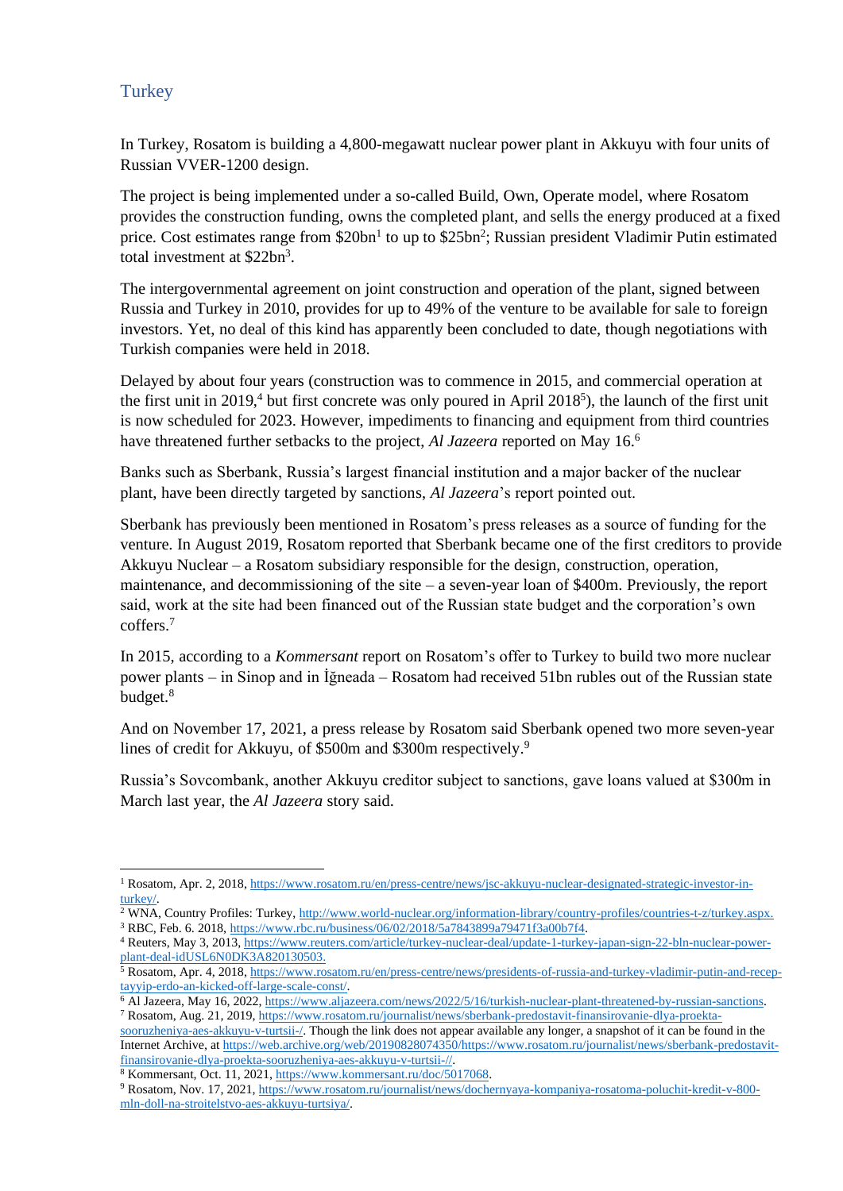## Turkey

In Turkey, Rosatom is building a 4,800-megawatt nuclear power plant in Akkuyu with four units of Russian VVER-1200 design.

The project is being implemented under a so-called Build, Own, Operate model, where Rosatom provides the construction funding, owns the completed plant, and sells the energy produced at a fixed price. Cost estimates range from $20bn[1] to up to $25bn[2]; Russian president Vladimir Putin estimated total investment at $22bn[3].

The intergovernmental agreement on joint construction and operation of the plant, signed between Russia and Turkey in 2010, provides for up to 49% of the venture to be available for sale to foreign investors. Yet, no deal of this kind has apparently been concluded to date, though negotiations with Turkish companies were held in 2018.

Delayed by about four years (construction was to commence in 2015, and commercial operation at the first unit in 2019,[4] but first concrete was only poured in April 2018[5]), the launch of the first unit is now scheduled for 2023. However, impediments to financing and equipment from third countries have threatened further setbacks to the project, *Al Jazeera* reported on May 16.[6]

Banks such as Sberbank, Russia's largest financial institution and a major backer of the nuclear plant, have been directly targeted by sanctions, *Al Jazeera*'s report pointed out.

Sberbank has previously been mentioned in Rosatom's press releases as a source of funding for the venture. In August 2019, Rosatom reported that Sberbank became one of the first creditors to provide Akkuyu Nuclear – a Rosatom subsidiary responsible for the design, construction, operation, maintenance, and decommissioning of the site – a seven-year loan of $400m. Previously, the report said, work at the site had been financed out of the Russian state budget and the corporation's own coffers.[7]

In 2015, according to a *Kommersant* report on Rosatom's offer to Turkey to build two more nuclear power plants – in Sinop and in İğneada – Rosatom had received 51bn rubles out of the Russian state budget.[8]

And on November 17, 2021, a press release by Rosatom said Sberbank opened two more seven-year lines of credit for Akkuyu, of $500m and $300m respectively.[9]

Russia's Sovcombank, another Akkuyu creditor subject to sanctions, gave loans valued at $300m in March last year, the *Al Jazeera* story said.

---

[1] Rosatom, Apr. 2, 2018, https://www.rosatom.ru/en/press-centre/news/jsc-akkuyu-nuclear-designated-strategic-investor-in-turkey/.

[2] WNA, Country Profiles: Turkey, http://www.world-nuclear.org/information-library/country-profiles/countries-t-z/turkey.aspx.

[3] RBC, Feb. 6. 2018, https://www.rbc.ru/business/06/02/2018/5a7843899a79471f3a00b7f4.

[4] Reuters, May 3, 2013, https://www.reuters.com/article/turkey-nuclear-deal/update-1-turkey-japan-sign-22-bln-nuclear-power-plant-deal-idUSL6N0DK3A820130503.

[5] Rosatom, Apr. 4, 2018, https://www.rosatom.ru/en/press-centre/news/presidents-of-russia-and-turkey-vladimir-putin-and-recep-tayyip-erdo-an-kicked-off-large-scale-const/.

[6] Al Jazeera, May 16, 2022, https://www.aljazeera.com/news/2022/5/16/turkish-nuclear-plant-threatened-by-russian-sanctions.

[7] Rosatom, Aug. 21, 2019, https://www.rosatom.ru/journalist/news/sberbank-predostavit-finansirovanie-dlya-proekta-sooruzheniya-aes-akkuyu-v-turtsii-/. Though the link does not appear available any longer, a snapshot of it can be found in the Internet Archive, at https://web.archive.org/web/20190828074350/https://www.rosatom.ru/journalist/news/sberbank-predostavit-finansirovanie-dlya-proekta-sooruzheniya-aes-akkuyu-v-turtsii-//.

[8] Kommersant, Oct. 11, 2021, https://www.kommersant.ru/doc/5017068.

[9] Rosatom, Nov. 17, 2021, https://www.rosatom.ru/journalist/news/dochernyaya-kompaniya-rosatoma-poluchit-kredit-v-800-mln-doll-na-stroitelstvo-aes-akkuyu-turtsiya/.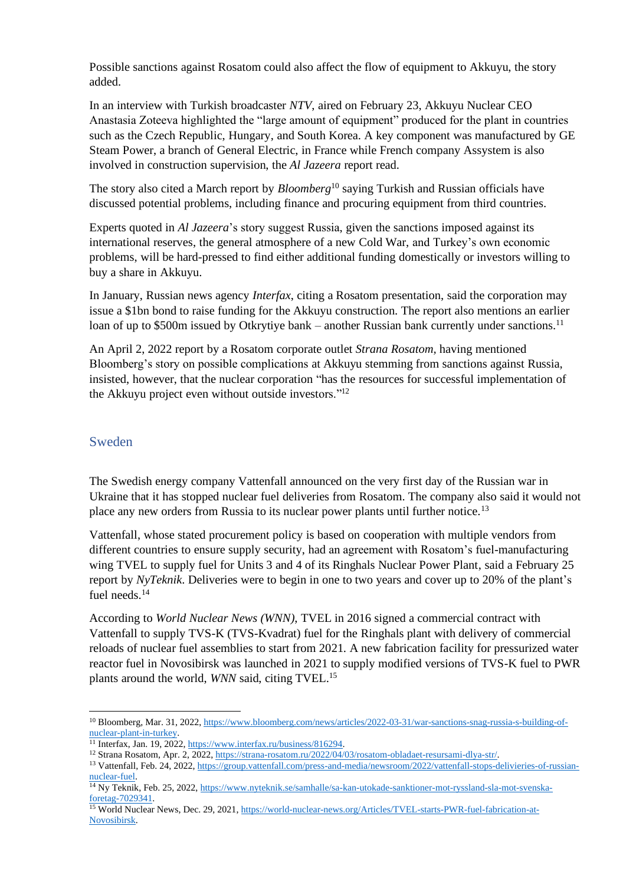Possible sanctions against Rosatom could also affect the flow of equipment to Akkuyu, the story added.

In an interview with Turkish broadcaster *NTV*, aired on February 23, Akkuyu Nuclear CEO Anastasia Zoteeva highlighted the "large amount of equipment" produced for the plant in countries such as the Czech Republic, Hungary, and South Korea. A key component was manufactured by GE Steam Power, a branch of General Electric, in France while French company Assystem is also involved in construction supervision, the *Al Jazeera* report read.

The story also cited a March report by *Bloomberg*[10] saying Turkish and Russian officials have discussed potential problems, including finance and procuring equipment from third countries.

Experts quoted in *Al Jazeera*'s story suggest Russia, given the sanctions imposed against its international reserves, the general atmosphere of a new Cold War, and Turkey's own economic problems, will be hard-pressed to find either additional funding domestically or investors willing to buy a share in Akkuyu.

In January, Russian news agency *Interfax*, citing a Rosatom presentation, said the corporation may issue a $1bn bond to raise funding for the Akkuyu construction. The report also mentions an earlier loan of up to $500m issued by Otkrytiye bank – another Russian bank currently under sanctions.[11]

An April 2, 2022 report by a Rosatom corporate outlet *Strana Rosatom*, having mentioned Bloomberg's story on possible complications at Akkuyu stemming from sanctions against Russia, insisted, however, that the nuclear corporation "has the resources for successful implementation of the Akkuyu project even without outside investors."[12]

## Sweden

The Swedish energy company Vattenfall announced on the very first day of the Russian war in Ukraine that it has stopped nuclear fuel deliveries from Rosatom. The company also said it would not place any new orders from Russia to its nuclear power plants until further notice.[13]

Vattenfall, whose stated procurement policy is based on cooperation with multiple vendors from different countries to ensure supply security, had an agreement with Rosatom's fuel-manufacturing wing TVEL to supply fuel for Units 3 and 4 of its Ringhals Nuclear Power Plant, said a February 25 report by *NyTeknik*. Deliveries were to begin in one to two years and cover up to 20% of the plant's fuel needs.[14]

According to *World Nuclear News (WNN)*, TVEL in 2016 signed a commercial contract with Vattenfall to supply TVS-K (TVS-Kvadrat) fuel for the Ringhals plant with delivery of commercial reloads of nuclear fuel assemblies to start from 2021. A new fabrication facility for pressurized water reactor fuel in Novosibirsk was launched in 2021 to supply modified versions of TVS-K fuel to PWR plants around the world, *WNN* said, citing TVEL.[15]

---

[10] Bloomberg, Mar. 31, 2022, https://www.bloomberg.com/news/articles/2022-03-31/war-sanctions-snag-russia-s-building-of-nuclear-plant-in-turkey.

[11] Interfax, Jan. 19, 2022, https://www.interfax.ru/business/816294.

[12] Strana Rosatom, Apr. 2, 2022, https://strana-rosatom.ru/2022/04/03/rosatom-obladaet-resursami-dlya-str/.

[13] Vattenfall, Feb. 24, 2022, https://group.vattenfall.com/press-and-media/newsroom/2022/vattenfall-stops-delivieries-of-russian-nuclear-fuel.

[14] Ny Teknik, Feb. 25, 2022, https://www.nyteknik.se/samhalle/sa-kan-utokade-sanktioner-mot-ryssland-sla-mot-svenska-foretag-7029341.

[15] World Nuclear News, Dec. 29, 2021, https://world-nuclear-news.org/Articles/TVEL-starts-PWR-fuel-fabrication-at-Novosibirsk.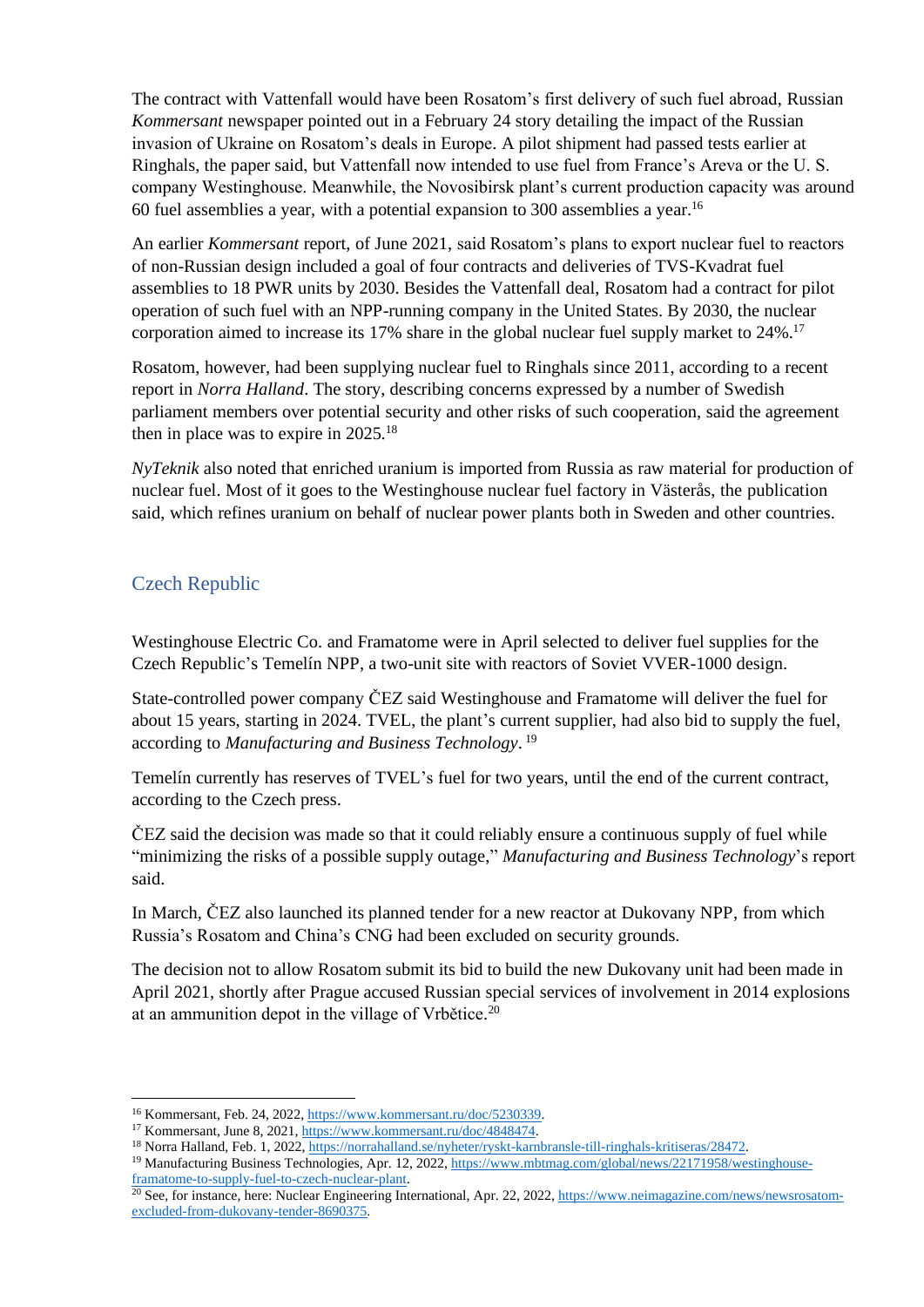The contract with Vattenfall would have been Rosatom's first delivery of such fuel abroad, Russian *Kommersant* newspaper pointed out in a February 24 story detailing the impact of the Russian invasion of Ukraine on Rosatom's deals in Europe. A pilot shipment had passed tests earlier at Ringhals, the paper said, but Vattenfall now intended to use fuel from France's Areva or the U. S. company Westinghouse. Meanwhile, the Novosibirsk plant's current production capacity was around 60 fuel assemblies a year, with a potential expansion to 300 assemblies a year.[16]

An earlier *Kommersant* report, of June 2021, said Rosatom's plans to export nuclear fuel to reactors of non-Russian design included a goal of four contracts and deliveries of TVS-Kvadrat fuel assemblies to 18 PWR units by 2030. Besides the Vattenfall deal, Rosatom had a contract for pilot operation of such fuel with an NPP-running company in the United States. By 2030, the nuclear corporation aimed to increase its 17% share in the global nuclear fuel supply market to 24%.[17]

Rosatom, however, had been supplying nuclear fuel to Ringhals since 2011, according to a recent report in *Norra Halland*. The story, describing concerns expressed by a number of Swedish parliament members over potential security and other risks of such cooperation, said the agreement then in place was to expire in 2025.[18]

*NyTeknik* also noted that enriched uranium is imported from Russia as raw material for production of nuclear fuel. Most of it goes to the Westinghouse nuclear fuel factory in Västerås, the publication said, which refines uranium on behalf of nuclear power plants both in Sweden and other countries.

## Czech Republic

Westinghouse Electric Co. and Framatome were in April selected to deliver fuel supplies for the Czech Republic's Temelín NPP, a two-unit site with reactors of Soviet VVER-1000 design.

State-controlled power company ČEZ said Westinghouse and Framatome will deliver the fuel for about 15 years, starting in 2024. TVEL, the plant's current supplier, had also bid to supply the fuel, according to *Manufacturing and Business Technology*.[19]

Temelín currently has reserves of TVEL's fuel for two years, until the end of the current contract, according to the Czech press.

ČEZ said the decision was made so that it could reliably ensure a continuous supply of fuel while "minimizing the risks of a possible supply outage," *Manufacturing and Business Technology*'s report said.

In March, ČEZ also launched its planned tender for a new reactor at Dukovany NPP, from which Russia's Rosatom and China's CNG had been excluded on security grounds.

The decision not to allow Rosatom submit its bid to build the new Dukovany unit had been made in April 2021, shortly after Prague accused Russian special services of involvement in 2014 explosions at an ammunition depot in the village of Vrbětice.[20]

---

[16] Kommersant, Feb. 24, 2022, https://www.kommersant.ru/doc/5230339.

[17] Kommersant, June 8, 2021, https://www.kommersant.ru/doc/4848474.

[18] Norra Halland, Feb. 1, 2022, https://norrahalland.se/nyheter/ryskt-karnbransle-till-ringhals-kritiseras/28472.

[19] Manufacturing Business Technologies, Apr. 12, 2022, https://www.mbtmag.com/global/news/22171958/westinghouse-framatome-to-supply-fuel-to-czech-nuclear-plant.

[20] See, for instance, here: Nuclear Engineering International, Apr. 22, 2022, https://www.neimagazine.com/news/newsrosatom-excluded-from-dukovany-tender-8690375.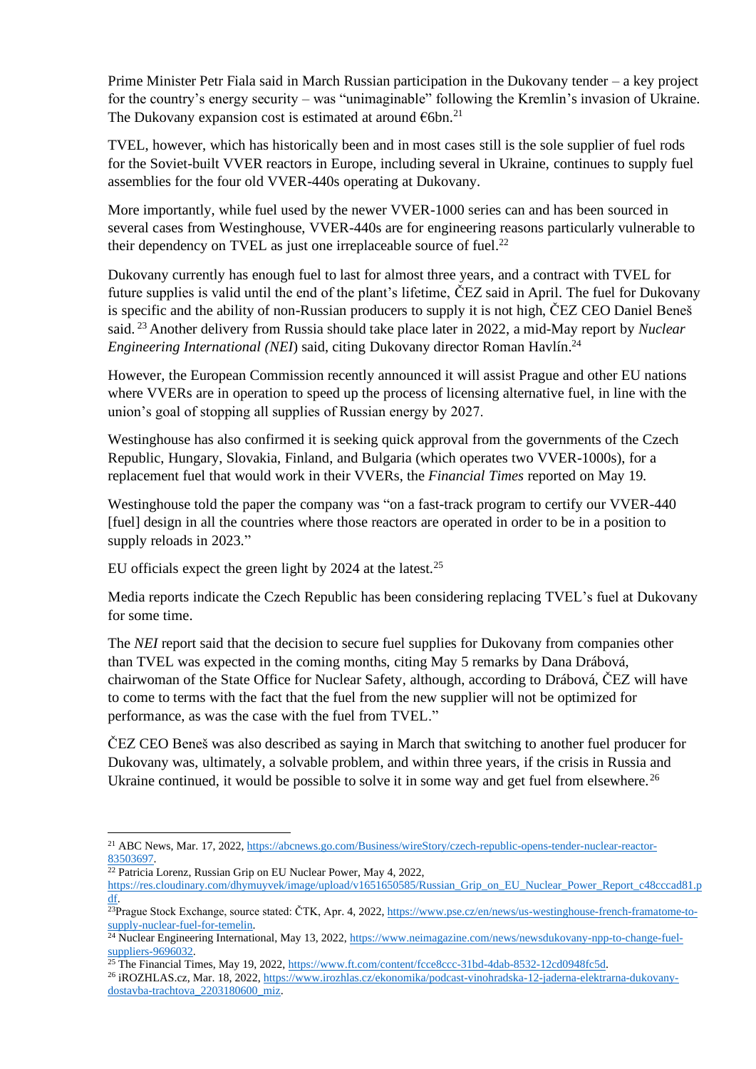Prime Minister Petr Fiala said in March Russian participation in the Dukovany tender – a key project for the country's energy security – was "unimaginable" following the Kremlin's invasion of Ukraine. The Dukovany expansion cost is estimated at around €6bn.[21]

TVEL, however, which has historically been and in most cases still is the sole supplier of fuel rods for the Soviet-built VVER reactors in Europe, including several in Ukraine, continues to supply fuel assemblies for the four old VVER-440s operating at Dukovany.

More importantly, while fuel used by the newer VVER-1000 series can and has been sourced in several cases from Westinghouse, VVER-440s are for engineering reasons particularly vulnerable to their dependency on TVEL as just one irreplaceable source of fuel.[22]

Dukovany currently has enough fuel to last for almost three years, and a contract with TVEL for future supplies is valid until the end of the plant's lifetime, ČEZ said in April. The fuel for Dukovany is specific and the ability of non-Russian producers to supply it is not high, ČEZ CEO Daniel Beneš said.[23] Another delivery from Russia should take place later in 2022, a mid-May report by *Nuclear Engineering International (NEI*) said, citing Dukovany director Roman Havlín.[24]

However, the European Commission recently announced it will assist Prague and other EU nations where VVERs are in operation to speed up the process of licensing alternative fuel, in line with the union's goal of stopping all supplies of Russian energy by 2027.

Westinghouse has also confirmed it is seeking quick approval from the governments of the Czech Republic, Hungary, Slovakia, Finland, and Bulgaria (which operates two VVER-1000s), for a replacement fuel that would work in their VVERs, the *Financial Times* reported on May 19.

Westinghouse told the paper the company was "on a fast-track program to certify our VVER-440 [fuel] design in all the countries where those reactors are operated in order to be in a position to supply reloads in 2023."

EU officials expect the green light by 2024 at the latest.[25]

Media reports indicate the Czech Republic has been considering replacing TVEL's fuel at Dukovany for some time.

The *NEI* report said that the decision to secure fuel supplies for Dukovany from companies other than TVEL was expected in the coming months, citing May 5 remarks by Dana Drábová, chairwoman of the State Office for Nuclear Safety, although, according to Drábová, ČEZ will have to come to terms with the fact that the fuel from the new supplier will not be optimized for performance, as was the case with the fuel from TVEL."

ČEZ CEO Beneš was also described as saying in March that switching to another fuel producer for Dukovany was, ultimately, a solvable problem, and within three years, if the crisis in Russia and Ukraine continued, it would be possible to solve it in some way and get fuel from elsewhere.[26]

---

[21] ABC News, Mar. 17, 2022, https://abcnews.go.com/Business/wireStory/czech-republic-opens-tender-nuclear-reactor-83503697.

[22] Patricia Lorenz, Russian Grip on EU Nuclear Power, May 4, 2022, https://res.cloudinary.com/dhymuyvek/image/upload/v1651650585/Russian_Grip_on_EU_Nuclear_Power_Report_c48cccad81.pdf.

[23] Prague Stock Exchange, source stated: ČTK, Apr. 4, 2022, https://www.pse.cz/en/news/us-westinghouse-french-framatome-to-supply-nuclear-fuel-for-temelin.

[24] Nuclear Engineering International, May 13, 2022, https://www.neimagazine.com/news/newsdukovany-npp-to-change-fuel-suppliers-9696032.

[25] The Financial Times, May 19, 2022, https://www.ft.com/content/fcce8ccc-31bd-4dab-8532-12cd0948fc5d.

[26] iROZHLAS.cz, Mar. 18, 2022, https://www.irozhlas.cz/ekonomika/podcast-vinohradska-12-jaderna-elektrarna-dukovany-dostavba-trachtova_2203180600_miz.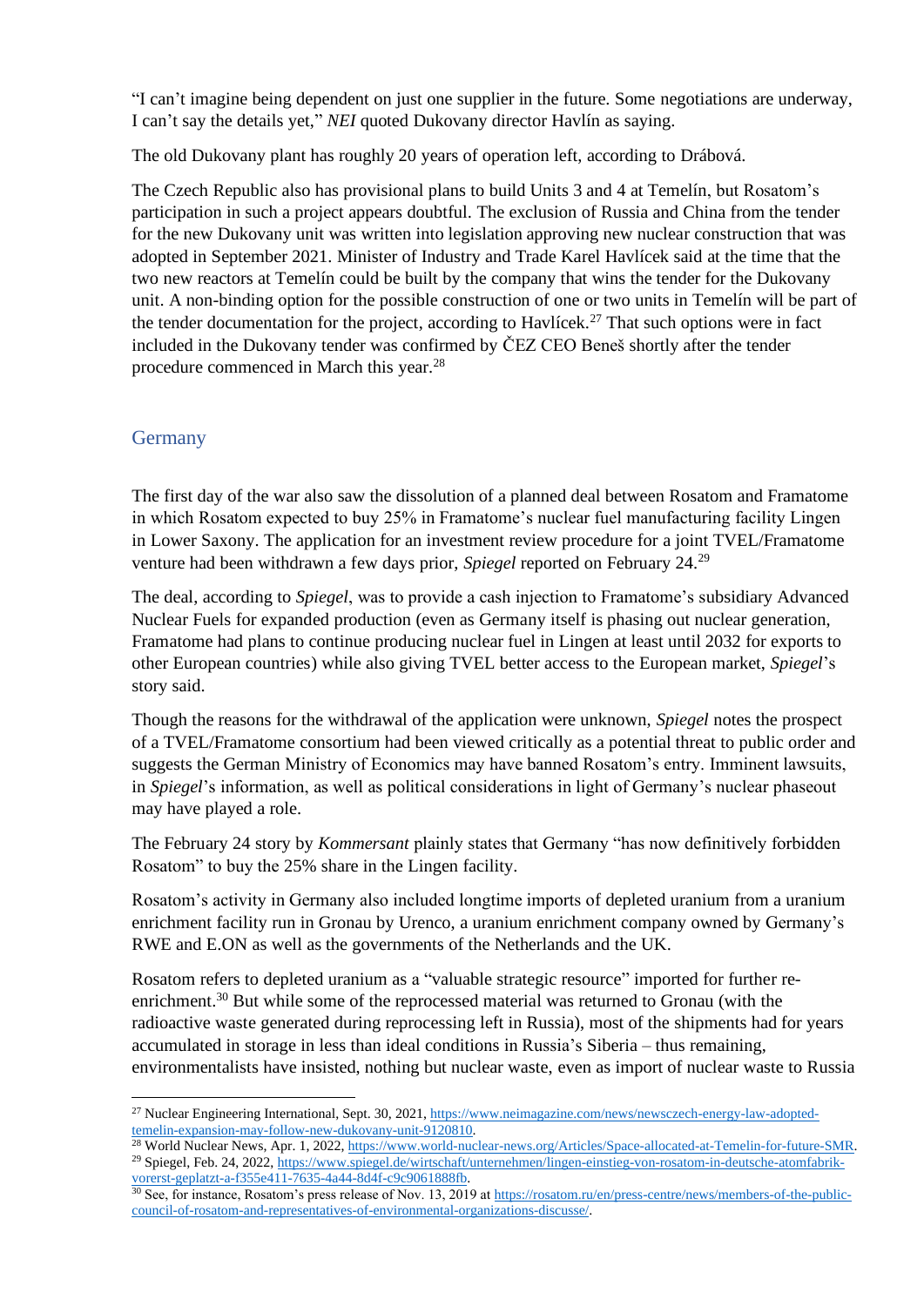"I can't imagine being dependent on just one supplier in the future. Some negotiations are underway, I can't say the details yet," *NEI* quoted Dukovany director Havlín as saying.

The old Dukovany plant has roughly 20 years of operation left, according to Drábová.

The Czech Republic also has provisional plans to build Units 3 and 4 at Temelín, but Rosatom's participation in such a project appears doubtful. The exclusion of Russia and China from the tender for the new Dukovany unit was written into legislation approving new nuclear construction that was adopted in September 2021. Minister of Industry and Trade Karel Havlícek said at the time that the two new reactors at Temelín could be built by the company that wins the tender for the Dukovany unit. A non-binding option for the possible construction of one or two units in Temelín will be part of the tender documentation for the project, according to Havlícek.[27] That such options were in fact included in the Dukovany tender was confirmed by ČEZ CEO Beneš shortly after the tender procedure commenced in March this year.[28]

## Germany

The first day of the war also saw the dissolution of a planned deal between Rosatom and Framatome in which Rosatom expected to buy 25% in Framatome's nuclear fuel manufacturing facility Lingen in Lower Saxony. The application for an investment review procedure for a joint TVEL/Framatome venture had been withdrawn a few days prior, *Spiegel* reported on February 24.[29]

The deal, according to *Spiegel*, was to provide a cash injection to Framatome's subsidiary Advanced Nuclear Fuels for expanded production (even as Germany itself is phasing out nuclear generation, Framatome had plans to continue producing nuclear fuel in Lingen at least until 2032 for exports to other European countries) while also giving TVEL better access to the European market, *Spiegel*'s story said.

Though the reasons for the withdrawal of the application were unknown, *Spiegel* notes the prospect of a TVEL/Framatome consortium had been viewed critically as a potential threat to public order and suggests the German Ministry of Economics may have banned Rosatom's entry. Imminent lawsuits, in *Spiegel*'s information, as well as political considerations in light of Germany's nuclear phaseout may have played a role.

The February 24 story by *Kommersant* plainly states that Germany "has now definitively forbidden Rosatom" to buy the 25% share in the Lingen facility.

Rosatom's activity in Germany also included longtime imports of depleted uranium from a uranium enrichment facility run in Gronau by Urenco, a uranium enrichment company owned by Germany's RWE and E.ON as well as the governments of the Netherlands and the UK.

Rosatom refers to depleted uranium as a "valuable strategic resource" imported for further re-enrichment.[30] But while some of the reprocessed material was returned to Gronau (with the radioactive waste generated during reprocessing left in Russia), most of the shipments had for years accumulated in storage in less than ideal conditions in Russia's Siberia – thus remaining, environmentalists have insisted, nothing but nuclear waste, even as import of nuclear waste to Russia

---

[27] Nuclear Engineering International, Sept. 30, 2021, https://www.neimagazine.com/news/newsczech-energy-law-adopted-temelin-expansion-may-follow-new-dukovany-unit-9120810.

[28] World Nuclear News, Apr. 1, 2022, https://www.world-nuclear-news.org/Articles/Space-allocated-at-Temelin-for-future-SMR.

[29] Spiegel, Feb. 24, 2022, https://www.spiegel.de/wirtschaft/unternehmen/lingen-einstieg-von-rosatom-in-deutsche-atomfabrik-vorerst-geplatzt-a-f355e411-7635-4a44-8d4f-c9c9061888fb.

[30] See, for instance, Rosatom's press release of Nov. 13, 2019 at https://rosatom.ru/en/press-centre/news/members-of-the-public-council-of-rosatom-and-representatives-of-environmental-organizations-discusse/.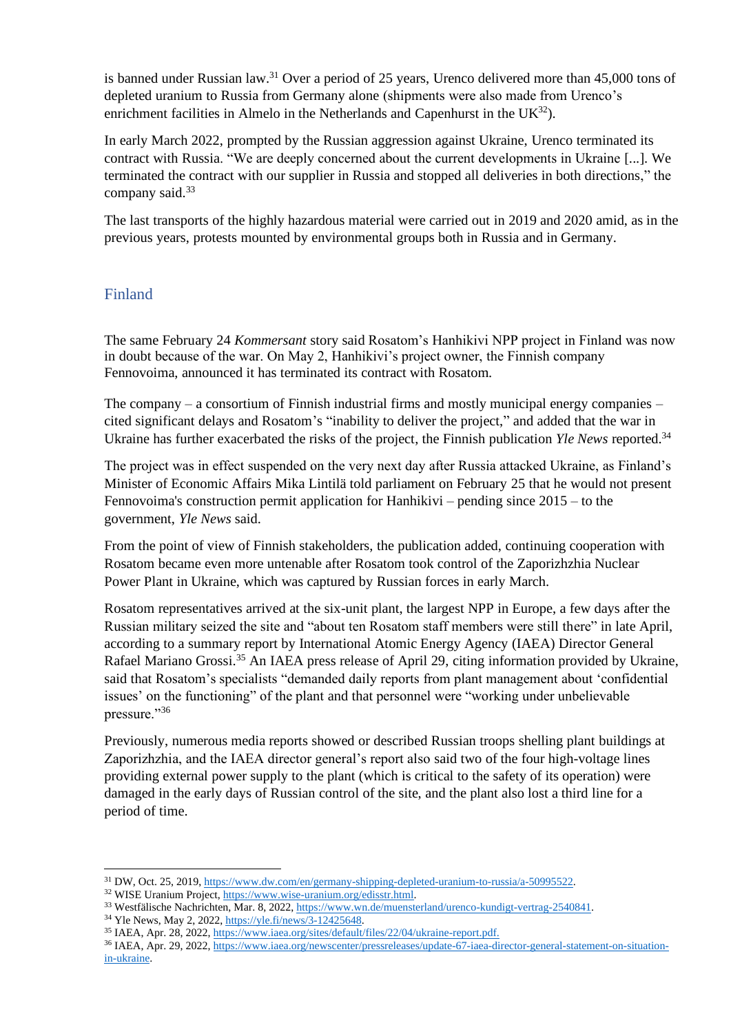is banned under Russian law.[31] Over a period of 25 years, Urenco delivered more than 45,000 tons of depleted uranium to Russia from Germany alone (shipments were also made from Urenco's enrichment facilities in Almelo in the Netherlands and Capenhurst in the UK[32]).

In early March 2022, prompted by the Russian aggression against Ukraine, Urenco terminated its contract with Russia. "We are deeply concerned about the current developments in Ukraine [...]. We terminated the contract with our supplier in Russia and stopped all deliveries in both directions," the company said.[33]

The last transports of the highly hazardous material were carried out in 2019 and 2020 amid, as in the previous years, protests mounted by environmental groups both in Russia and in Germany.

## Finland

The same February 24 *Kommersant* story said Rosatom's Hanhikivi NPP project in Finland was now in doubt because of the war. On May 2, Hanhikivi's project owner, the Finnish company Fennovoima, announced it has terminated its contract with Rosatom.

The company – a consortium of Finnish industrial firms and mostly municipal energy companies – cited significant delays and Rosatom's "inability to deliver the project," and added that the war in Ukraine has further exacerbated the risks of the project, the Finnish publication *Yle News* reported.[34]

The project was in effect suspended on the very next day after Russia attacked Ukraine, as Finland's Minister of Economic Affairs Mika Lintilä told parliament on February 25 that he would not present Fennovoima's construction permit application for Hanhikivi – pending since 2015 – to the government, *Yle News* said.

From the point of view of Finnish stakeholders, the publication added, continuing cooperation with Rosatom became even more untenable after Rosatom took control of the Zaporizhzhia Nuclear Power Plant in Ukraine, which was captured by Russian forces in early March.

Rosatom representatives arrived at the six-unit plant, the largest NPP in Europe, a few days after the Russian military seized the site and "about ten Rosatom staff members were still there" in late April, according to a summary report by International Atomic Energy Agency (IAEA) Director General Rafael Mariano Grossi.[35] An IAEA press release of April 29, citing information provided by Ukraine, said that Rosatom's specialists "demanded daily reports from plant management about 'confidential issues' on the functioning" of the plant and that personnel were "working under unbelievable pressure."[36]

Previously, numerous media reports showed or described Russian troops shelling plant buildings at Zaporizhzhia, and the IAEA director general's report also said two of the four high-voltage lines providing external power supply to the plant (which is critical to the safety of its operation) were damaged in the early days of Russian control of the site, and the plant also lost a third line for a period of time.

---

[31] DW, Oct. 25, 2019, https://www.dw.com/en/germany-shipping-depleted-uranium-to-russia/a-50995522.

[32] WISE Uranium Project, https://www.wise-uranium.org/edisstr.html.

[33] Westfälische Nachrichten, Mar. 8, 2022, https://www.wn.de/muensterland/urenco-kundigt-vertrag-2540841.

[34] Yle News, May 2, 2022, https://yle.fi/news/3-12425648.

[35] IAEA, Apr. 28, 2022, https://www.iaea.org/sites/default/files/22/04/ukraine-report.pdf.

[36] IAEA, Apr. 29, 2022, https://www.iaea.org/newscenter/pressreleases/update-67-iaea-director-general-statement-on-situation-in-ukraine.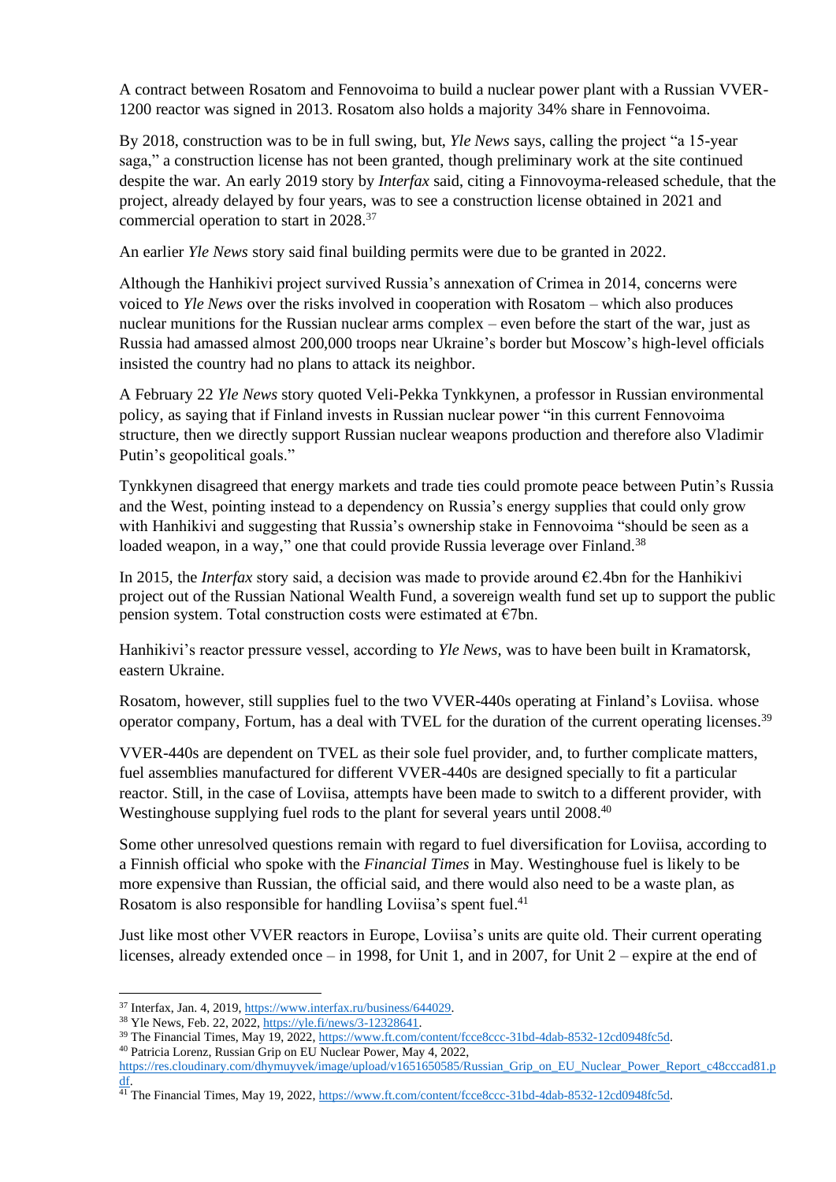A contract between Rosatom and Fennovoima to build a nuclear power plant with a Russian VVER-1200 reactor was signed in 2013. Rosatom also holds a majority 34% share in Fennovoima.

By 2018, construction was to be in full swing, but, *Yle News* says, calling the project "a 15-year saga," a construction license has not been granted, though preliminary work at the site continued despite the war. An early 2019 story by *Interfax* said, citing a Finnovoyma-released schedule, that the project, already delayed by four years, was to see a construction license obtained in 2021 and commercial operation to start in 2028.[37]

An earlier *Yle News* story said final building permits were due to be granted in 2022.

Although the Hanhikivi project survived Russia's annexation of Crimea in 2014, concerns were voiced to *Yle News* over the risks involved in cooperation with Rosatom – which also produces nuclear munitions for the Russian nuclear arms complex – even before the start of the war, just as Russia had amassed almost 200,000 troops near Ukraine's border but Moscow's high-level officials insisted the country had no plans to attack its neighbor.

A February 22 *Yle News* story quoted Veli-Pekka Tynkkynen, a professor in Russian environmental policy, as saying that if Finland invests in Russian nuclear power "in this current Fennovoima structure, then we directly support Russian nuclear weapons production and therefore also Vladimir Putin's geopolitical goals."

Tynkkynen disagreed that energy markets and trade ties could promote peace between Putin's Russia and the West, pointing instead to a dependency on Russia's energy supplies that could only grow with Hanhikivi and suggesting that Russia's ownership stake in Fennovoima "should be seen as a loaded weapon, in a way," one that could provide Russia leverage over Finland.[38]

In 2015, the *Interfax* story said, a decision was made to provide around €2.4bn for the Hanhikivi project out of the Russian National Wealth Fund, a sovereign wealth fund set up to support the public pension system. Total construction costs were estimated at €7bn.

Hanhikivi's reactor pressure vessel, according to *Yle News*, was to have been built in Kramatorsk, eastern Ukraine.

Rosatom, however, still supplies fuel to the two VVER-440s operating at Finland's Loviisa. whose operator company, Fortum, has a deal with TVEL for the duration of the current operating licenses.[39]

VVER-440s are dependent on TVEL as their sole fuel provider, and, to further complicate matters, fuel assemblies manufactured for different VVER-440s are designed specially to fit a particular reactor. Still, in the case of Loviisa, attempts have been made to switch to a different provider, with Westinghouse supplying fuel rods to the plant for several years until 2008.[40]

Some other unresolved questions remain with regard to fuel diversification for Loviisa, according to a Finnish official who spoke with the *Financial Times* in May. Westinghouse fuel is likely to be more expensive than Russian, the official said, and there would also need to be a waste plan, as Rosatom is also responsible for handling Loviisa's spent fuel.[41]

Just like most other VVER reactors in Europe, Loviisa's units are quite old. Their current operating licenses, already extended once – in 1998, for Unit 1, and in 2007, for Unit 2 – expire at the end of

---

[37] Interfax, Jan. 4, 2019, https://www.interfax.ru/business/644029.

[38] Yle News, Feb. 22, 2022, https://yle.fi/news/3-12328641.

[39] The Financial Times, May 19, 2022, https://www.ft.com/content/fcce8ccc-31bd-4dab-8532-12cd0948fc5d.

[40] Patricia Lorenz, Russian Grip on EU Nuclear Power, May 4, 2022, https://res.cloudinary.com/dhymuyvek/image/upload/v1651650585/Russian_Grip_on_EU_Nuclear_Power_Report_c48cccad81.pdf.

[41] The Financial Times, May 19, 2022, https://www.ft.com/content/fcce8ccc-31bd-4dab-8532-12cd0948fc5d.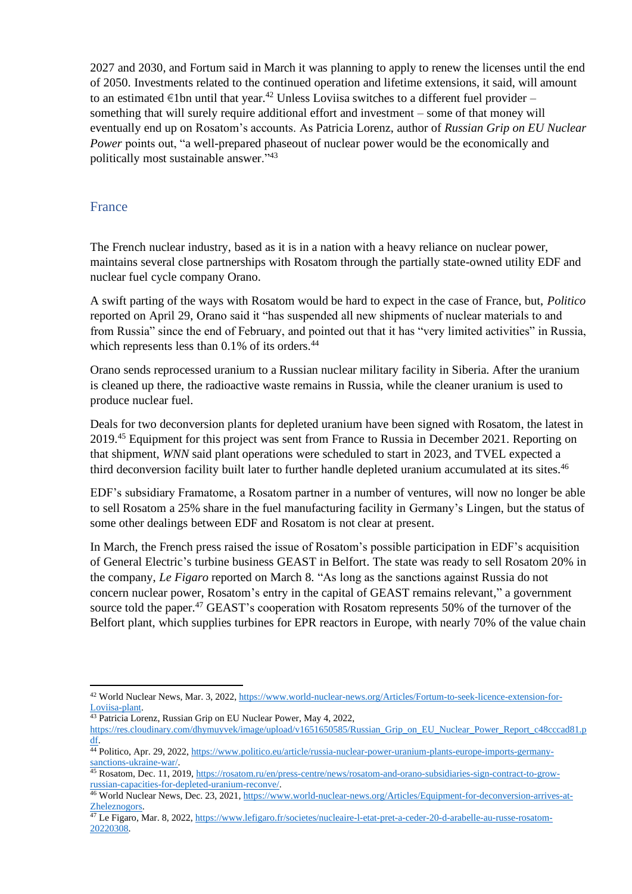2027 and 2030, and Fortum said in March it was planning to apply to renew the licenses until the end of 2050. Investments related to the continued operation and lifetime extensions, it said, will amount to an estimated €1bn until that year.[42] Unless Loviisa switches to a different fuel provider – something that will surely require additional effort and investment – some of that money will eventually end up on Rosatom's accounts. As Patricia Lorenz, author of *Russian Grip on EU Nuclear Power* points out, "a well-prepared phaseout of nuclear power would be the economically and politically most sustainable answer."[43]

## France

The French nuclear industry, based as it is in a nation with a heavy reliance on nuclear power, maintains several close partnerships with Rosatom through the partially state-owned utility EDF and nuclear fuel cycle company Orano.

A swift parting of the ways with Rosatom would be hard to expect in the case of France, but, *Politico* reported on April 29, Orano said it "has suspended all new shipments of nuclear materials to and from Russia" since the end of February, and pointed out that it has "very limited activities" in Russia, which represents less than 0.1% of its orders.[44]

Orano sends reprocessed uranium to a Russian nuclear military facility in Siberia. After the uranium is cleaned up there, the radioactive waste remains in Russia, while the cleaner uranium is used to produce nuclear fuel.

Deals for two deconversion plants for depleted uranium have been signed with Rosatom, the latest in 2019.[45] Equipment for this project was sent from France to Russia in December 2021. Reporting on that shipment, *WNN* said plant operations were scheduled to start in 2023, and TVEL expected a third deconversion facility built later to further handle depleted uranium accumulated at its sites.[46]

EDF's subsidiary Framatome, a Rosatom partner in a number of ventures, will now no longer be able to sell Rosatom a 25% share in the fuel manufacturing facility in Germany's Lingen, but the status of some other dealings between EDF and Rosatom is not clear at present.

In March, the French press raised the issue of Rosatom's possible participation in EDF's acquisition of General Electric's turbine business GEAST in Belfort. The state was ready to sell Rosatom 20% in the company, *Le Figaro* reported on March 8. "As long as the sanctions against Russia do not concern nuclear power, Rosatom's entry in the capital of GEAST remains relevant," a government source told the paper.[47] GEAST's cooperation with Rosatom represents 50% of the turnover of the Belfort plant, which supplies turbines for EPR reactors in Europe, with nearly 70% of the value chain

---

[42] World Nuclear News, Mar. 3, 2022, https://www.world-nuclear-news.org/Articles/Fortum-to-seek-licence-extension-for-Loviisa-plant.

[43] Patricia Lorenz, Russian Grip on EU Nuclear Power, May 4, 2022, https://res.cloudinary.com/dhymuyvek/image/upload/v1651650585/Russian_Grip_on_EU_Nuclear_Power_Report_c48cccad81.pdf.

[44] Politico, Apr. 29, 2022, https://www.politico.eu/article/russia-nuclear-power-uranium-plants-europe-imports-germany-sanctions-ukraine-war/.

[45] Rosatom, Dec. 11, 2019, https://rosatom.ru/en/press-centre/news/rosatom-and-orano-subsidiaries-sign-contract-to-grow-russian-capacities-for-depleted-uranium-reconve/.

[46] World Nuclear News, Dec. 23, 2021, https://www.world-nuclear-news.org/Articles/Equipment-for-deconversion-arrives-at-Zheleznogors.

[47] Le Figaro, Mar. 8, 2022, https://www.lefigaro.fr/societes/nucleaire-l-etat-pret-a-ceder-20-d-arabelle-au-russe-rosatom-20220308.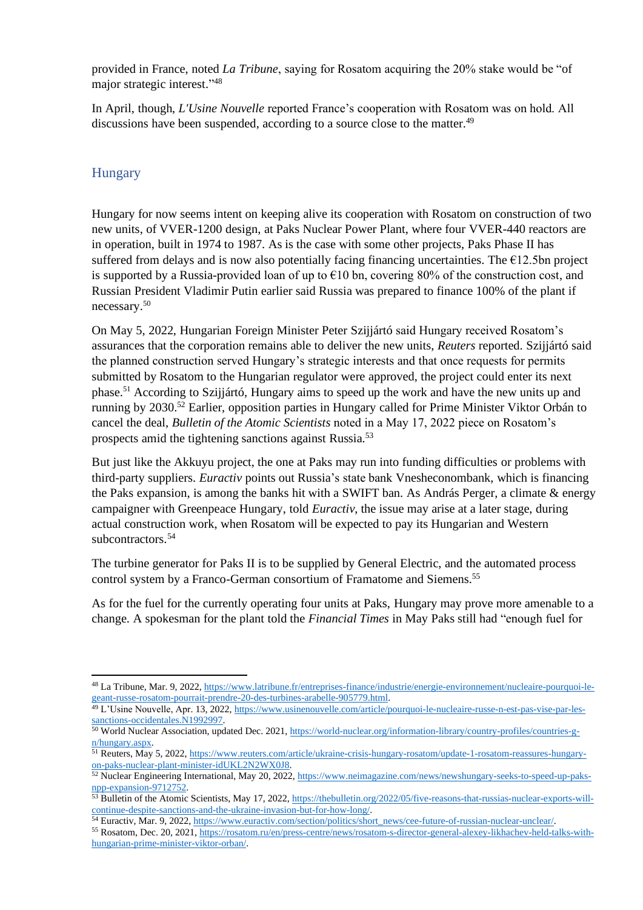provided in France, noted *La Tribune*, saying for Rosatom acquiring the 20% stake would be "of major strategic interest."[48]

In April, though, *L'Usine Nouvelle* reported France's cooperation with Rosatom was on hold. All discussions have been suspended, according to a source close to the matter.[49]

## Hungary

Hungary for now seems intent on keeping alive its cooperation with Rosatom on construction of two new units, of VVER-1200 design, at Paks Nuclear Power Plant, where four VVER-440 reactors are in operation, built in 1974 to 1987. As is the case with some other projects, Paks Phase II has suffered from delays and is now also potentially facing financing uncertainties. The €12.5bn project is supported by a Russia-provided loan of up to €10 bn, covering 80% of the construction cost, and Russian President Vladimir Putin earlier said Russia was prepared to finance 100% of the plant if necessary.[50]

On May 5, 2022, Hungarian Foreign Minister Peter Szijjártó said Hungary received Rosatom's assurances that the corporation remains able to deliver the new units, *Reuters* reported. Szijjártó said the planned construction served Hungary's strategic interests and that once requests for permits submitted by Rosatom to the Hungarian regulator were approved, the project could enter its next phase.[51] According to Szijjártó, Hungary aims to speed up the work and have the new units up and running by 2030.[52] Earlier, opposition parties in Hungary called for Prime Minister Viktor Orbán to cancel the deal, *Bulletin of the Atomic Scientists* noted in a May 17, 2022 piece on Rosatom's prospects amid the tightening sanctions against Russia.[53]

But just like the Akkuyu project, the one at Paks may run into funding difficulties or problems with third-party suppliers. *Euractiv* points out Russia's state bank Vnesheconombank, which is financing the Paks expansion, is among the banks hit with a SWIFT ban. As András Perger, a climate & energy campaigner with Greenpeace Hungary, told *Euractiv*, the issue may arise at a later stage, during actual construction work, when Rosatom will be expected to pay its Hungarian and Western subcontractors.[54]

The turbine generator for Paks II is to be supplied by General Electric, and the automated process control system by a Franco-German consortium of Framatome and Siemens.[55]

As for the fuel for the currently operating four units at Paks, Hungary may prove more amenable to a change. A spokesman for the plant told the *Financial Times* in May Paks still had "enough fuel for

---

[48] La Tribune, Mar. 9, 2022, https://www.latribune.fr/entreprises-finance/industrie/energie-environnement/nucleaire-pourquoi-le-geant-russe-rosatom-pourrait-prendre-20-des-turbines-arabelle-905779.html.

[49] L'Usine Nouvelle, Apr. 13, 2022, https://www.usinenouvelle.com/article/pourquoi-le-nucleaire-russe-n-est-pas-vise-par-les-sanctions-occidentales.N1992997.

[50] World Nuclear Association, updated Dec. 2021, https://world-nuclear.org/information-library/country-profiles/countries-g-n/hungary.aspx.

[51] Reuters, May 5, 2022, https://www.reuters.com/article/ukraine-crisis-hungary-rosatom/update-1-rosatom-reassures-hungary-on-paks-nuclear-plant-minister-idUKL2N2WX0J8.

[52] Nuclear Engineering International, May 20, 2022, https://www.neimagazine.com/news/newshungary-seeks-to-speed-up-paks-npp-expansion-9712752.

[53] Bulletin of the Atomic Scientists, May 17, 2022, https://thebulletin.org/2022/05/five-reasons-that-russias-nuclear-exports-will-continue-despite-sanctions-and-the-ukraine-invasion-but-for-how-long/.

[54] Euractiv, Mar. 9, 2022, https://www.euractiv.com/section/politics/short_news/cee-future-of-russian-nuclear-unclear/.

[55] Rosatom, Dec. 20, 2021, https://rosatom.ru/en/press-centre/news/rosatom-s-director-general-alexey-likhachev-held-talks-with-hungarian-prime-minister-viktor-orban/.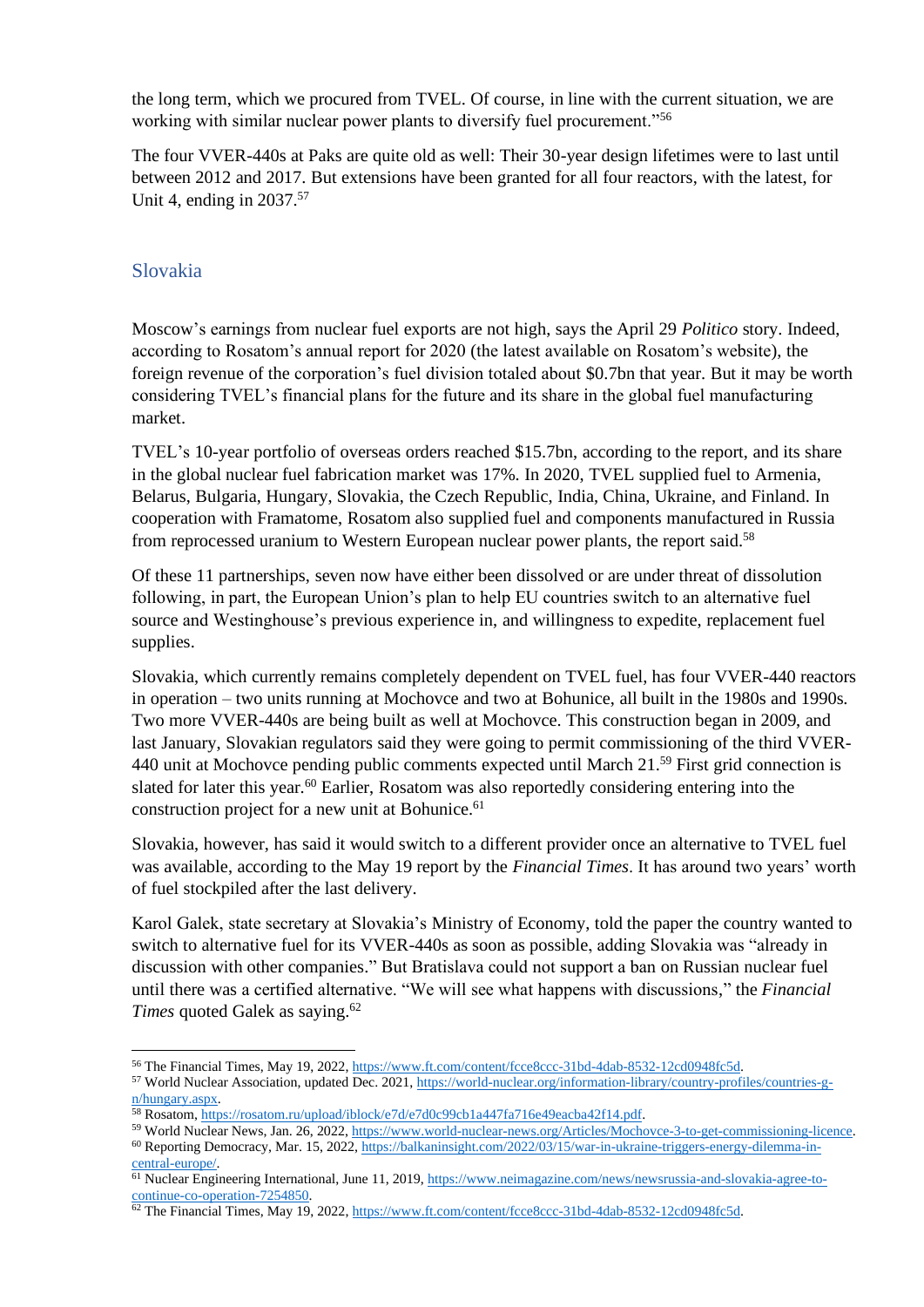the long term, which we procured from TVEL. Of course, in line with the current situation, we are working with similar nuclear power plants to diversify fuel procurement."[56]

The four VVER-440s at Paks are quite old as well: Their 30-year design lifetimes were to last until between 2012 and 2017. But extensions have been granted for all four reactors, with the latest, for Unit 4, ending in 2037.[57]

## Slovakia

Moscow's earnings from nuclear fuel exports are not high, says the April 29 *Politico* story. Indeed, according to Rosatom's annual report for 2020 (the latest available on Rosatom's website), the foreign revenue of the corporation's fuel division totaled about $0.7bn that year. But it may be worth considering TVEL's financial plans for the future and its share in the global fuel manufacturing market.

TVEL's 10-year portfolio of overseas orders reached $15.7bn, according to the report, and its share in the global nuclear fuel fabrication market was 17%. In 2020, TVEL supplied fuel to Armenia, Belarus, Bulgaria, Hungary, Slovakia, the Czech Republic, India, China, Ukraine, and Finland. In cooperation with Framatome, Rosatom also supplied fuel and components manufactured in Russia from reprocessed uranium to Western European nuclear power plants, the report said.[58]

Of these 11 partnerships, seven now have either been dissolved or are under threat of dissolution following, in part, the European Union's plan to help EU countries switch to an alternative fuel source and Westinghouse's previous experience in, and willingness to expedite, replacement fuel supplies.

Slovakia, which currently remains completely dependent on TVEL fuel, has four VVER-440 reactors in operation – two units running at Mochovce and two at Bohunice, all built in the 1980s and 1990s. Two more VVER-440s are being built as well at Mochovce. This construction began in 2009, and last January, Slovakian regulators said they were going to permit commissioning of the third VVER-440 unit at Mochovce pending public comments expected until March 21.[59] First grid connection is slated for later this year.[60] Earlier, Rosatom was also reportedly considering entering into the construction project for a new unit at Bohunice.[61]

Slovakia, however, has said it would switch to a different provider once an alternative to TVEL fuel was available, according to the May 19 report by the *Financial Times*. It has around two years' worth of fuel stockpiled after the last delivery.

Karol Galek, state secretary at Slovakia's Ministry of Economy, told the paper the country wanted to switch to alternative fuel for its VVER-440s as soon as possible, adding Slovakia was "already in discussion with other companies." But Bratislava could not support a ban on Russian nuclear fuel until there was a certified alternative. "We will see what happens with discussions," the *Financial Times* quoted Galek as saying.[62]

---

[56] The Financial Times, May 19, 2022, https://www.ft.com/content/fcce8ccc-31bd-4dab-8532-12cd0948fc5d.

[57] World Nuclear Association, updated Dec. 2021, https://world-nuclear.org/information-library/country-profiles/countries-g-n/hungary.aspx.

[58] Rosatom, https://rosatom.ru/upload/iblock/e7d/e7d0c99cb1a447fa716e49eacba42f14.pdf.

[59] World Nuclear News, Jan. 26, 2022, https://www.world-nuclear-news.org/Articles/Mochovce-3-to-get-commissioning-licence.

[60] Reporting Democracy, Mar. 15, 2022, https://balkaninsight.com/2022/03/15/war-in-ukraine-triggers-energy-dilemma-in-central-europe/.

[61] Nuclear Engineering International, June 11, 2019, https://www.neimagazine.com/news/newsrussia-and-slovakia-agree-to-continue-co-operation-7254850.

[62] The Financial Times, May 19, 2022, https://www.ft.com/content/fcce8ccc-31bd-4dab-8532-12cd0948fc5d.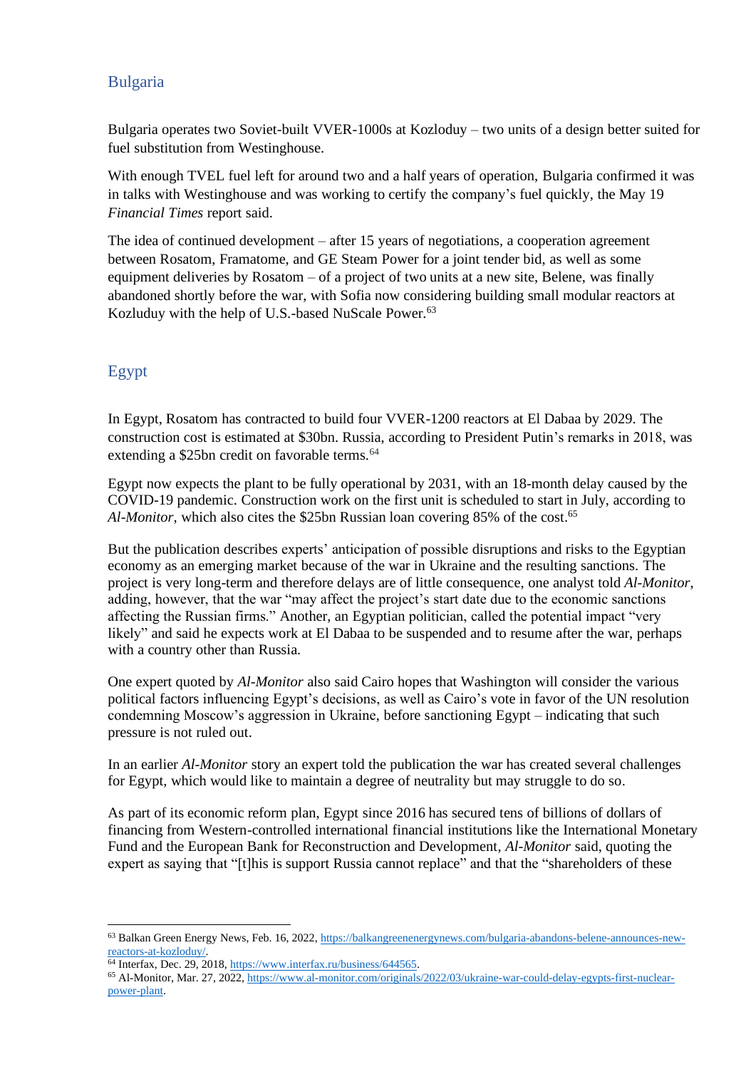## Bulgaria

Bulgaria operates two Soviet-built VVER-1000s at Kozloduy – two units of a design better suited for fuel substitution from Westinghouse.

With enough TVEL fuel left for around two and a half years of operation, Bulgaria confirmed it was in talks with Westinghouse and was working to certify the company's fuel quickly, the May 19 *Financial Times* report said.

The idea of continued development – after 15 years of negotiations, a cooperation agreement between Rosatom, Framatome, and GE Steam Power for a joint tender bid, as well as some equipment deliveries by Rosatom – of a project of two units at a new site, Belene, was finally abandoned shortly before the war, with Sofia now considering building small modular reactors at Kozloduy with the help of U.S.-based NuScale Power.[63]

## Egypt

In Egypt, Rosatom has contracted to build four VVER-1200 reactors at El Dabaa by 2029. The construction cost is estimated at $30bn. Russia, according to President Putin's remarks in 2018, was extending a $25bn credit on favorable terms.[64]

Egypt now expects the plant to be fully operational by 2031, with an 18-month delay caused by the COVID-19 pandemic. Construction work on the first unit is scheduled to start in July, according to *Al-Monitor*, which also cites the $25bn Russian loan covering 85% of the cost.[65]

But the publication describes experts' anticipation of possible disruptions and risks to the Egyptian economy as an emerging market because of the war in Ukraine and the resulting sanctions. The project is very long-term and therefore delays are of little consequence, one analyst told *Al-Monitor*, adding, however, that the war "may affect the project's start date due to the economic sanctions affecting the Russian firms." Another, an Egyptian politician, called the potential impact "very likely" and said he expects work at El Dabaa to be suspended and to resume after the war, perhaps with a country other than Russia.

One expert quoted by *Al-Monitor* also said Cairo hopes that Washington will consider the various political factors influencing Egypt's decisions, as well as Cairo's vote in favor of the UN resolution condemning Moscow's aggression in Ukraine, before sanctioning Egypt – indicating that such pressure is not ruled out.

In an earlier *Al-Monitor* story an expert told the publication the war has created several challenges for Egypt, which would like to maintain a degree of neutrality but may struggle to do so.

As part of its economic reform plan, Egypt since 2016 has secured tens of billions of dollars of financing from Western-controlled international financial institutions like the International Monetary Fund and the European Bank for Reconstruction and Development, *Al-Monitor* said, quoting the expert as saying that "[t]his is support Russia cannot replace" and that the "shareholders of these

---

[63] Balkan Green Energy News, Feb. 16, 2022, https://balkangreenenergynews.com/bulgaria-abandons-belene-announces-new-reactors-at-kozloduy/.

[64] Interfax, Dec. 29, 2018, https://www.interfax.ru/business/644565.

[65] Al-Monitor, Mar. 27, 2022, https://www.al-monitor.com/originals/2022/03/ukraine-war-could-delay-egypts-first-nuclear-power-plant.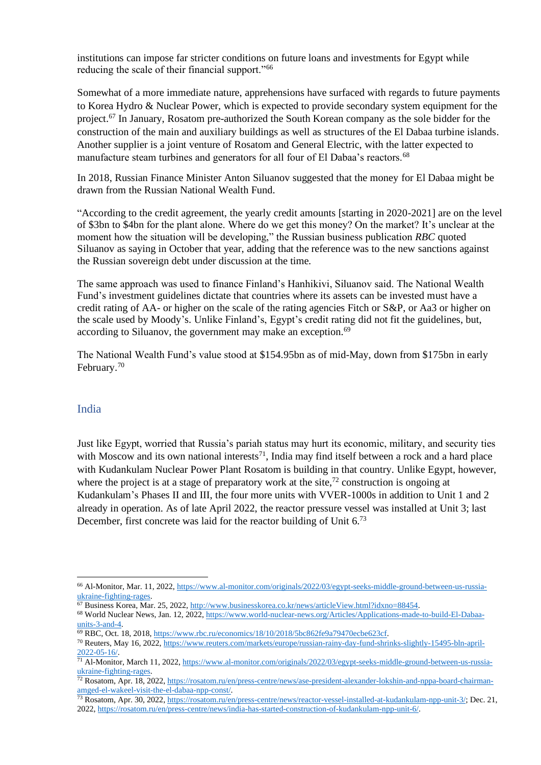institutions can impose far stricter conditions on future loans and investments for Egypt while reducing the scale of their financial support."[66]

Somewhat of a more immediate nature, apprehensions have surfaced with regards to future payments to Korea Hydro & Nuclear Power, which is expected to provide secondary system equipment for the project.[67] In January, Rosatom pre-authorized the South Korean company as the sole bidder for the construction of the main and auxiliary buildings as well as structures of the El Dabaa turbine islands. Another supplier is a joint venture of Rosatom and General Electric, with the latter expected to manufacture steam turbines and generators for all four of El Dabaa's reactors.[68]

In 2018, Russian Finance Minister Anton Siluanov suggested that the money for El Dabaa might be drawn from the Russian National Wealth Fund.

"According to the credit agreement, the yearly credit amounts [starting in 2020-2021] are on the level of $3bn to $4bn for the plant alone. Where do we get this money? On the market? It's unclear at the moment how the situation will be developing," the Russian business publication *RBC* quoted Siluanov as saying in October that year, adding that the reference was to the new sanctions against the Russian sovereign debt under discussion at the time.

The same approach was used to finance Finland's Hanhikivi, Siluanov said. The National Wealth Fund's investment guidelines dictate that countries where its assets can be invested must have a credit rating of AA- or higher on the scale of the rating agencies Fitch or S&P, or Aa3 or higher on the scale used by Moody's. Unlike Finland's, Egypt's credit rating did not fit the guidelines, but, according to Siluanov, the government may make an exception.[69]

The National Wealth Fund's value stood at $154.95bn as of mid-May, down from $175bn in early February.[70]

## India

Just like Egypt, worried that Russia's pariah status may hurt its economic, military, and security ties with Moscow and its own national interests[71], India may find itself between a rock and a hard place with Kudankulam Nuclear Power Plant Rosatom is building in that country. Unlike Egypt, however, where the project is at a stage of preparatory work at the site,[72] construction is ongoing at Kudankulam's Phases II and III, the four more units with VVER-1000s in addition to Unit 1 and 2 already in operation. As of late April 2022, the reactor pressure vessel was installed at Unit 3; last December, first concrete was laid for the reactor building of Unit 6.[73]

---

[66] Al-Monitor, Mar. 11, 2022, https://www.al-monitor.com/originals/2022/03/egypt-seeks-middle-ground-between-us-russia-ukraine-fighting-rages.

[67] Business Korea, Mar. 25, 2022, http://www.businesskorea.co.kr/news/articleView.html?idxno=88454.

[68] World Nuclear News, Jan. 12, 2022, https://www.world-nuclear-news.org/Articles/Applications-made-to-build-El-Dabaa-units-3-and-4.

[69] RBC, Oct. 18, 2018, https://www.rbc.ru/economics/18/10/2018/5bc862fe9a79470ecbe623cf.

[70] Reuters, May 16, 2022, https://www.reuters.com/markets/europe/russian-rainy-day-fund-shrinks-slightly-15495-bln-april-2022-05-16/.

[71] Al-Monitor, March 11, 2022, https://www.al-monitor.com/originals/2022/03/egypt-seeks-middle-ground-between-us-russia-ukraine-fighting-rages.

[72] Rosatom, Apr. 18, 2022, https://rosatom.ru/en/press-centre/news/ase-president-alexander-lokshin-and-nppa-board-chairman-amged-el-wakeel-visit-the-el-dabaa-npp-const/.

[73] Rosatom, Apr. 30, 2022, https://rosatom.ru/en/press-centre/news/reactor-vessel-installed-at-kudankulam-npp-unit-3/; Dec. 21, 2022, https://rosatom.ru/en/press-centre/news/india-has-started-construction-of-kudankulam-npp-unit-6/.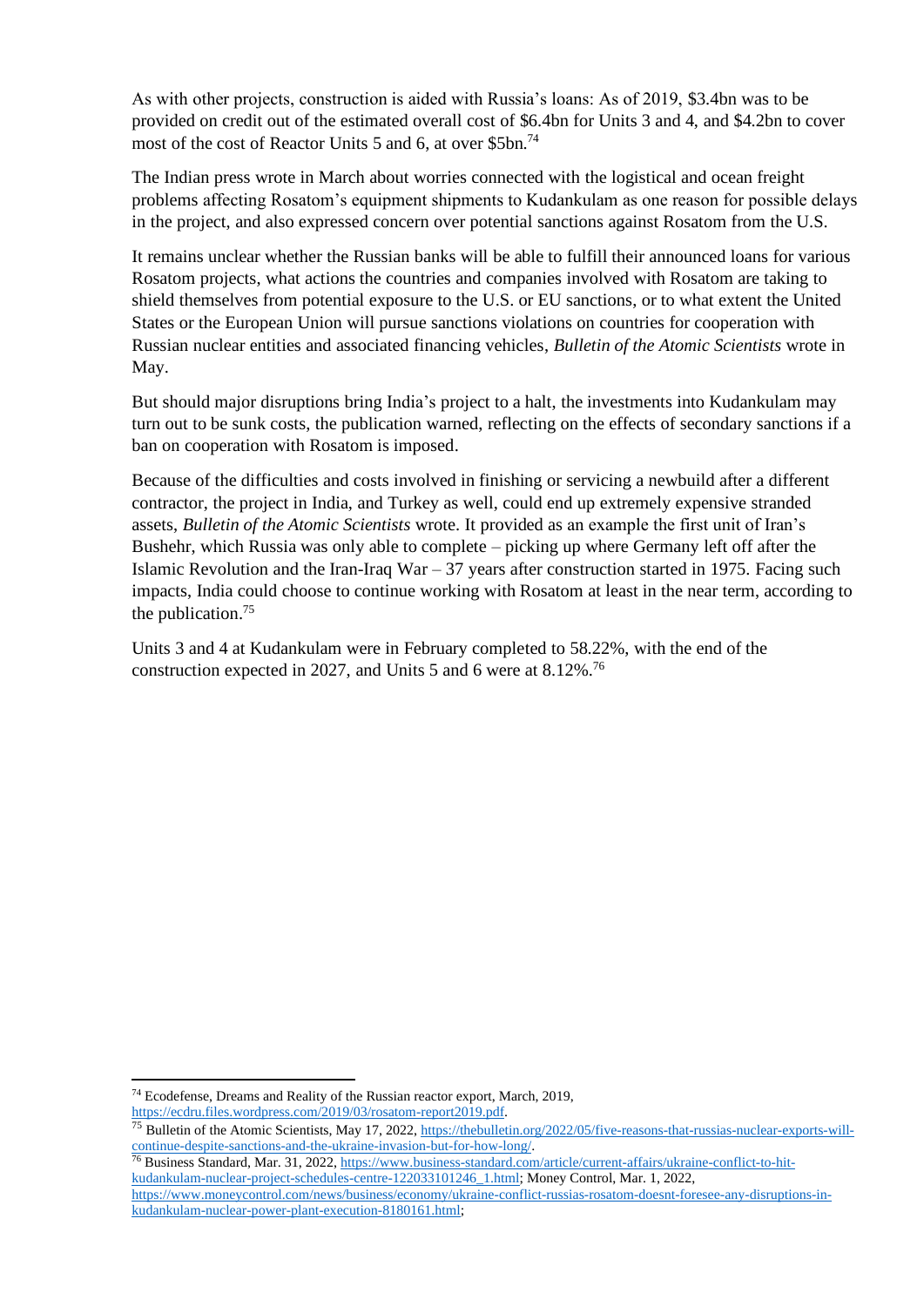As with other projects, construction is aided with Russia's loans: As of 2019, $3.4bn was to be provided on credit out of the estimated overall cost of $6.4bn for Units 3 and 4, and $4.2bn to cover most of the cost of Reactor Units 5 and 6, at over $5bn.[74]

The Indian press wrote in March about worries connected with the logistical and ocean freight problems affecting Rosatom's equipment shipments to Kudankulam as one reason for possible delays in the project, and also expressed concern over potential sanctions against Rosatom from the U.S.

It remains unclear whether the Russian banks will be able to fulfill their announced loans for various Rosatom projects, what actions the countries and companies involved with Rosatom are taking to shield themselves from potential exposure to the U.S. or EU sanctions, or to what extent the United States or the European Union will pursue sanctions violations on countries for cooperation with Russian nuclear entities and associated financing vehicles, *Bulletin of the Atomic Scientists* wrote in May.

But should major disruptions bring India's project to a halt, the investments into Kudankulam may turn out to be sunk costs, the publication warned, reflecting on the effects of secondary sanctions if a ban on cooperation with Rosatom is imposed.

Because of the difficulties and costs involved in finishing or servicing a newbuild after a different contractor, the project in India, and Turkey as well, could end up extremely expensive stranded assets, *Bulletin of the Atomic Scientists* wrote. It provided as an example the first unit of Iran's Bushehr, which Russia was only able to complete – picking up where Germany left off after the Islamic Revolution and the Iran-Iraq War – 37 years after construction started in 1975. Facing such impacts, India could choose to continue working with Rosatom at least in the near term, according to the publication.[75]

Units 3 and 4 at Kudankulam were in February completed to 58.22%, with the end of the construction expected in 2027, and Units 5 and 6 were at 8.12%.[76]

---

[74] Ecodefense, Dreams and Reality of the Russian reactor export, March, 2019, https://ecdru.files.wordpress.com/2019/03/rosatom-report2019.pdf.

[75] Bulletin of the Atomic Scientists, May 17, 2022, https://thebulletin.org/2022/05/five-reasons-that-russias-nuclear-exports-will-continue-despite-sanctions-and-the-ukraine-invasion-but-for-how-long/.

[76] Business Standard, Mar. 31, 2022, https://www.business-standard.com/article/current-affairs/ukraine-conflict-to-hit-kudankulam-nuclear-project-schedules-centre-122033101246_1.html; Money Control, Mar. 1, 2022, https://www.moneycontrol.com/news/business/economy/ukraine-conflict-russias-rosatom-doesnt-foresee-any-disruptions-in-kudankulam-nuclear-power-plant-execution-8180161.html;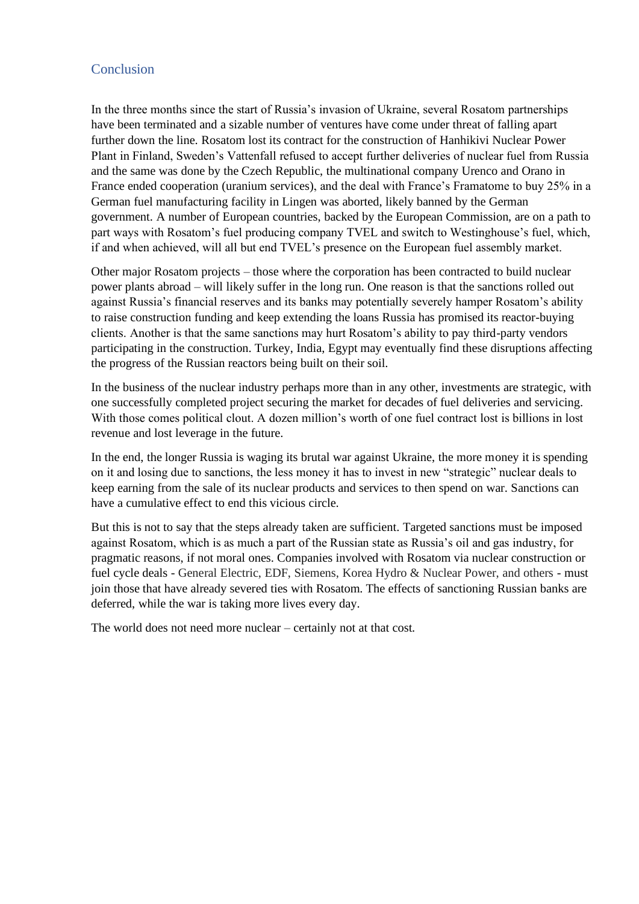## Conclusion

In the three months since the start of Russia's invasion of Ukraine, several Rosatom partnerships have been terminated and a sizable number of ventures have come under threat of falling apart further down the line. Rosatom lost its contract for the construction of Hanhikivi Nuclear Power Plant in Finland, Sweden's Vattenfall refused to accept further deliveries of nuclear fuel from Russia and the same was done by the Czech Republic, the multinational company Urenco and Orano in France ended cooperation (uranium services), and the deal with France's Framatome to buy 25% in a German fuel manufacturing facility in Lingen was aborted, likely banned by the German government. A number of European countries, backed by the European Commission, are on a path to part ways with Rosatom's fuel producing company TVEL and switch to Westinghouse's fuel, which, if and when achieved, will all but end TVEL's presence on the European fuel assembly market.

Other major Rosatom projects – those where the corporation has been contracted to build nuclear power plants abroad – will likely suffer in the long run. One reason is that the sanctions rolled out against Russia's financial reserves and its banks may potentially severely hamper Rosatom's ability to raise construction funding and keep extending the loans Russia has promised its reactor-buying clients. Another is that the same sanctions may hurt Rosatom's ability to pay third-party vendors participating in the construction. Turkey, India, Egypt may eventually find these disruptions affecting the progress of the Russian reactors being built on their soil.

In the business of the nuclear industry perhaps more than in any other, investments are strategic, with one successfully completed project securing the market for decades of fuel deliveries and servicing. With those comes political clout. A dozen million's worth of one fuel contract lost is billions in lost revenue and lost leverage in the future.

In the end, the longer Russia is waging its brutal war against Ukraine, the more money it is spending on it and losing due to sanctions, the less money it has to invest in new "strategic" nuclear deals to keep earning from the sale of its nuclear products and services to then spend on war. Sanctions can have a cumulative effect to end this vicious circle.

But this is not to say that the steps already taken are sufficient. Targeted sanctions must be imposed against Rosatom, which is as much a part of the Russian state as Russia's oil and gas industry, for pragmatic reasons, if not moral ones. Companies involved with Rosatom via nuclear construction or fuel cycle deals - General Electric, EDF, Siemens, Korea Hydro & Nuclear Power, and others - must join those that have already severed ties with Rosatom. The effects of sanctioning Russian banks are deferred, while the war is taking more lives every day.

The world does not need more nuclear – certainly not at that cost.